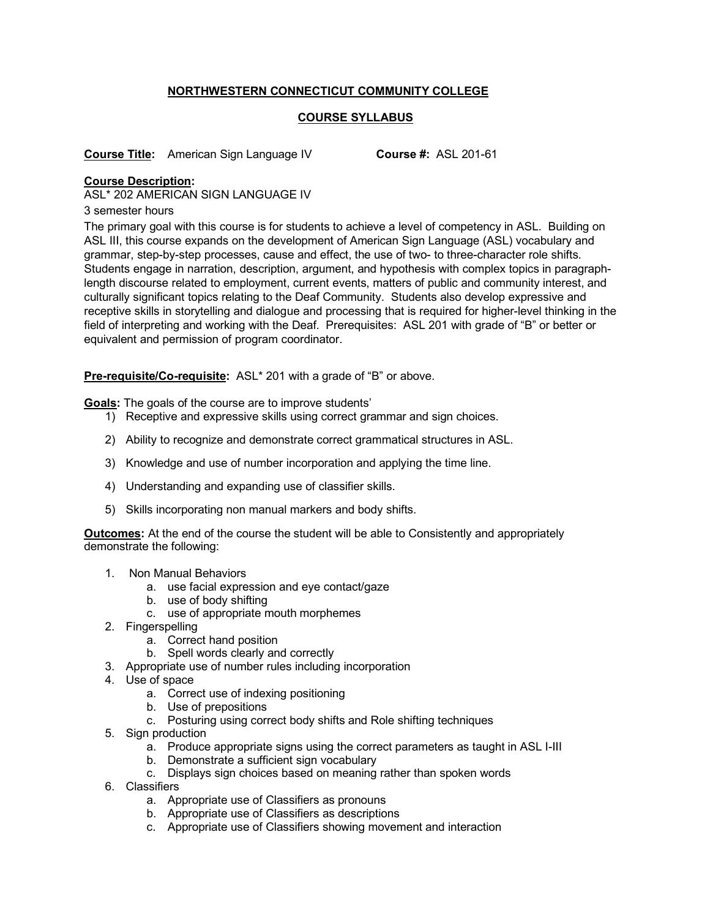**NORTHWESTERN CONNECTICUT COMMUNITY COLLEGE**

**COURSE SYLLABUS**

**Course Title:** American Sign Language IV **Course #:** ASL 201-61

**Course Description:**

ASL* 202 AMERICAN SIGN LANGUAGE IV

3 semester hours

The primary goal with this course is for students to achieve a level of competency in ASL. Building on ASL III, this course expands on the development of American Sign Language (ASL) vocabulary and grammar, step-by-step processes, cause and effect, the use of two- to three-character role shifts. Students engage in narration, description, argument, and hypothesis with complex topics in paragraph-length discourse related to employment, current events, matters of public and community interest, and culturally significant topics relating to the Deaf Community. Students also develop expressive and receptive skills in storytelling and dialogue and processing that is required for higher-level thinking in the field of interpreting and working with the Deaf. Prerequisites: ASL 201 with grade of "B" or better or equivalent and permission of program coordinator.

**Pre-requisite/Co-requisite:** ASL* 201 with a grade of "B" or above.

**Goals:** The goals of the course are to improve students'

1) Receptive and expressive skills using correct grammar and sign choices.
2) Ability to recognize and demonstrate correct grammatical structures in ASL.
3) Knowledge and use of number incorporation and applying the time line.
4) Understanding and expanding use of classifier skills.
5) Skills incorporating non manual markers and body shifts.

**Outcomes:** At the end of the course the student will be able to Consistently and appropriately demonstrate the following:

1. Non Manual Behaviors
   a. use facial expression and eye contact/gaze
   b. use of body shifting
   c. use of appropriate mouth morphemes
2. Fingerspelling
   a. Correct hand position
   b. Spell words clearly and correctly
3. Appropriate use of number rules including incorporation
4. Use of space
   a. Correct use of indexing positioning
   b. Use of prepositions
   c. Posturing using correct body shifts and Role shifting techniques
5. Sign production
   a. Produce appropriate signs using the correct parameters as taught in ASL I-III
   b. Demonstrate a sufficient sign vocabulary
   c. Displays sign choices based on meaning rather than spoken words
6. Classifiers
   a. Appropriate use of Classifiers as pronouns
   b. Appropriate use of Classifiers as descriptions
   c. Appropriate use of Classifiers showing movement and interaction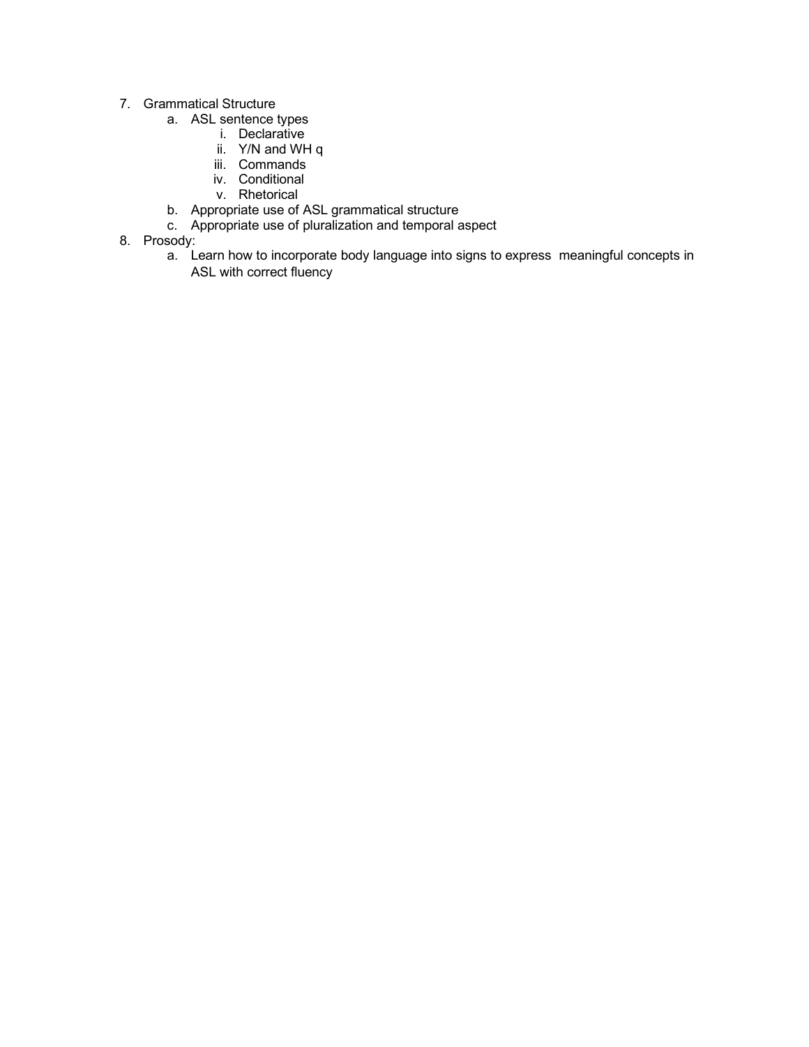7. Grammatical Structure
    a. ASL sentence types
        i. Declarative
        ii. Y/N and WH q
        iii. Commands
        iv. Conditional
        v. Rhetorical
    b. Appropriate use of ASL grammatical structure
    c. Appropriate use of pluralization and temporal aspect
8. Prosody:
    a. Learn how to incorporate body language into signs to express meaningful concepts in ASL with correct fluency